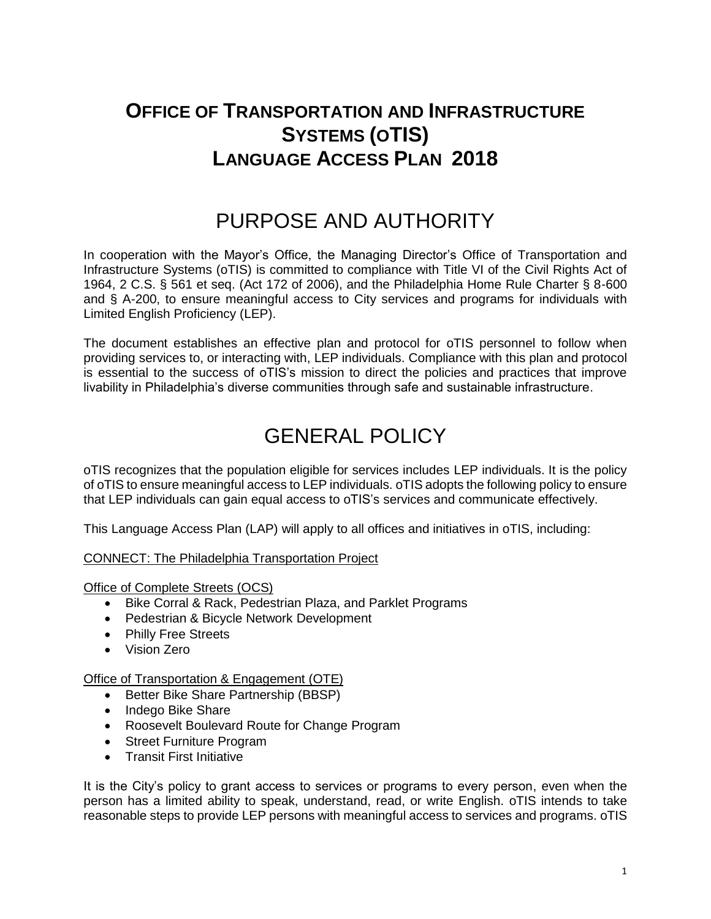# OFFICE OF TRANSPORTATION AND INFRASTRUCTURE SYSTEMS (oTIS) LANGUAGE ACCESS PLAN 2018

## PURPOSE AND AUTHORITY

In cooperation with the Mayor's Office, the Managing Director's Office of Transportation and Infrastructure Systems (oTIS) is committed to compliance with Title VI of the Civil Rights Act of 1964, 2 C.S. § 561 et seq. (Act 172 of 2006), and the Philadelphia Home Rule Charter § 8-600 and § A-200, to ensure meaningful access to City services and programs for individuals with Limited English Proficiency (LEP).

The document establishes an effective plan and protocol for oTIS personnel to follow when providing services to, or interacting with, LEP individuals. Compliance with this plan and protocol is essential to the success of oTIS's mission to direct the policies and practices that improve livability in Philadelphia's diverse communities through safe and sustainable infrastructure.

## GENERAL POLICY

oTIS recognizes that the population eligible for services includes LEP individuals. It is the policy of oTIS to ensure meaningful access to LEP individuals. oTIS adopts the following policy to ensure that LEP individuals can gain equal access to oTIS's services and communicate effectively.

This Language Access Plan (LAP) will apply to all offices and initiatives in oTIS, including:

CONNECT: The Philadelphia Transportation Project

Office of Complete Streets (OCS)

- Bike Corral & Rack, Pedestrian Plaza, and Parklet Programs
- Pedestrian & Bicycle Network Development
- Philly Free Streets
- Vision Zero

Office of Transportation & Engagement (OTE)

- Better Bike Share Partnership (BBSP)
- Indego Bike Share
- Roosevelt Boulevard Route for Change Program
- Street Furniture Program
- Transit First Initiative

It is the City's policy to grant access to services or programs to every person, even when the person has a limited ability to speak, understand, read, or write English. oTIS intends to take reasonable steps to provide LEP persons with meaningful access to services and programs. oTIS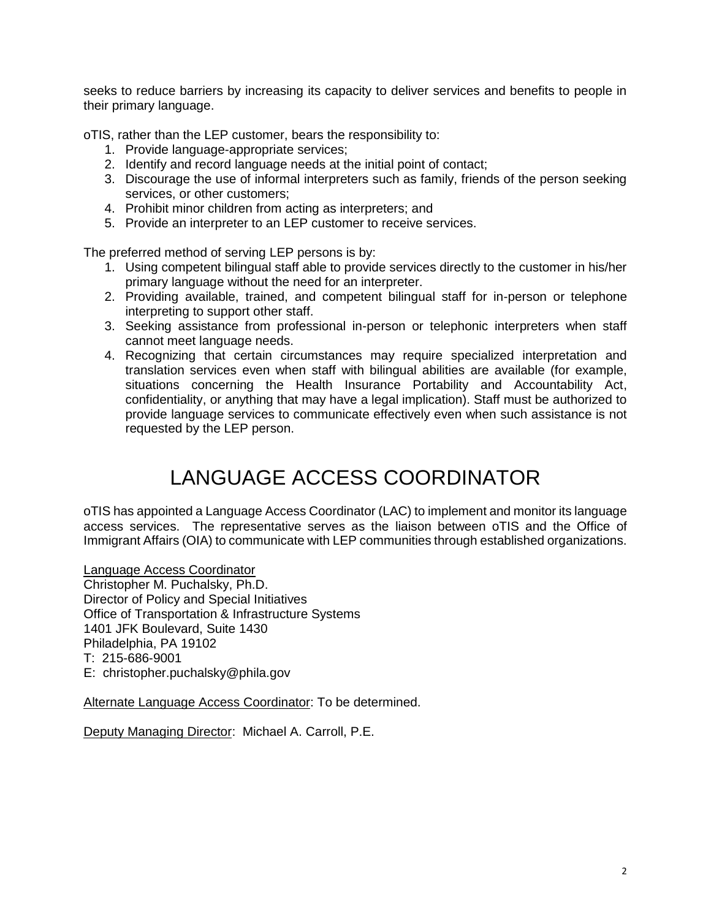seeks to reduce barriers by increasing its capacity to deliver services and benefits to people in their primary language.

oTIS, rather than the LEP customer, bears the responsibility to:

1. Provide language-appropriate services;
2. Identify and record language needs at the initial point of contact;
3. Discourage the use of informal interpreters such as family, friends of the person seeking services, or other customers;
4. Prohibit minor children from acting as interpreters; and
5. Provide an interpreter to an LEP customer to receive services.

The preferred method of serving LEP persons is by:

1. Using competent bilingual staff able to provide services directly to the customer in his/her primary language without the need for an interpreter.
2. Providing available, trained, and competent bilingual staff for in-person or telephone interpreting to support other staff.
3. Seeking assistance from professional in-person or telephonic interpreters when staff cannot meet language needs.
4. Recognizing that certain circumstances may require specialized interpretation and translation services even when staff with bilingual abilities are available (for example, situations concerning the Health Insurance Portability and Accountability Act, confidentiality, or anything that may have a legal implication). Staff must be authorized to provide language services to communicate effectively even when such assistance is not requested by the LEP person.

# LANGUAGE ACCESS COORDINATOR

oTIS has appointed a Language Access Coordinator (LAC) to implement and monitor its language access services. The representative serves as the liaison between oTIS and the Office of Immigrant Affairs (OIA) to communicate with LEP communities through established organizations.

<u>Language Access Coordinator</u>
Christopher M. Puchalsky, Ph.D.
Director of Policy and Special Initiatives
Office of Transportation & Infrastructure Systems
1401 JFK Boulevard, Suite 1430
Philadelphia, PA 19102
T: 215-686-9001
E: christopher.puchalsky@phila.gov

<u>Alternate Language Access Coordinator</u>: To be determined.

<u>Deputy Managing Director</u>: Michael A. Carroll, P.E.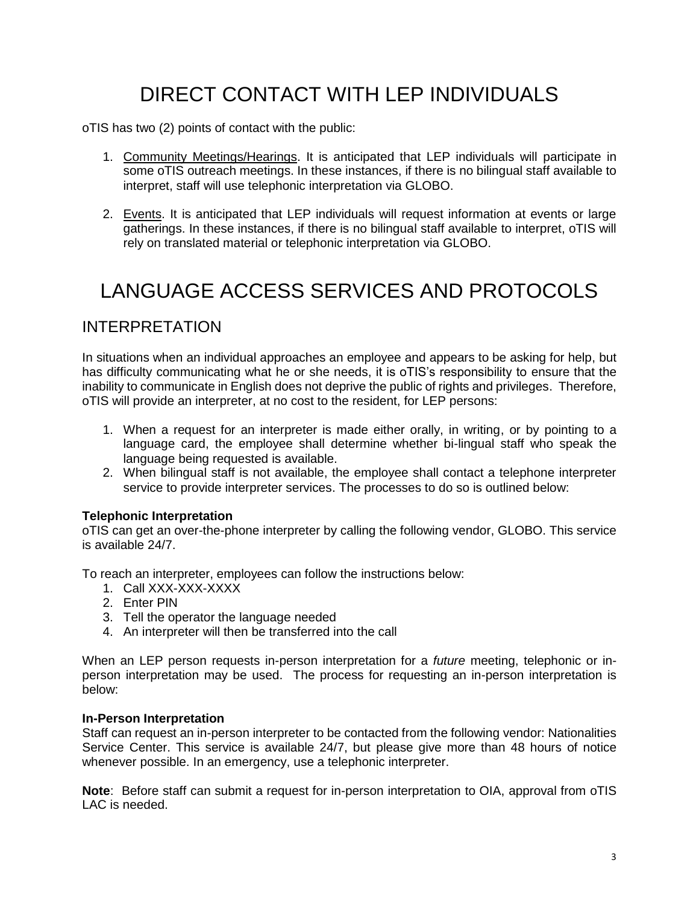# DIRECT CONTACT WITH LEP INDIVIDUALS

oTIS has two (2) points of contact with the public:

1. Community Meetings/Hearings. It is anticipated that LEP individuals will participate in some oTIS outreach meetings. In these instances, if there is no bilingual staff available to interpret, staff will use telephonic interpretation via GLOBO.

2. Events. It is anticipated that LEP individuals will request information at events or large gatherings. In these instances, if there is no bilingual staff available to interpret, oTIS will rely on translated material or telephonic interpretation via GLOBO.

# LANGUAGE ACCESS SERVICES AND PROTOCOLS

## INTERPRETATION

In situations when an individual approaches an employee and appears to be asking for help, but has difficulty communicating what he or she needs, it is oTIS's responsibility to ensure that the inability to communicate in English does not deprive the public of rights and privileges. Therefore, oTIS will provide an interpreter, at no cost to the resident, for LEP persons:

1. When a request for an interpreter is made either orally, in writing, or by pointing to a language card, the employee shall determine whether bi-lingual staff who speak the language being requested is available.
2. When bilingual staff is not available, the employee shall contact a telephone interpreter service to provide interpreter services. The processes to do so is outlined below:

**Telephonic Interpretation**
oTIS can get an over-the-phone interpreter by calling the following vendor, GLOBO. This service is available 24/7.

To reach an interpreter, employees can follow the instructions below:

1. Call XXX-XXX-XXXX
2. Enter PIN
3. Tell the operator the language needed
4. An interpreter will then be transferred into the call

When an LEP person requests in-person interpretation for a *future* meeting, telephonic or in-person interpretation may be used. The process for requesting an in-person interpretation is below:

**In-Person Interpretation**
Staff can request an in-person interpreter to be contacted from the following vendor: Nationalities Service Center. This service is available 24/7, but please give more than 48 hours of notice whenever possible. In an emergency, use a telephonic interpreter.

**Note**: Before staff can submit a request for in-person interpretation to OIA, approval from oTIS LAC is needed.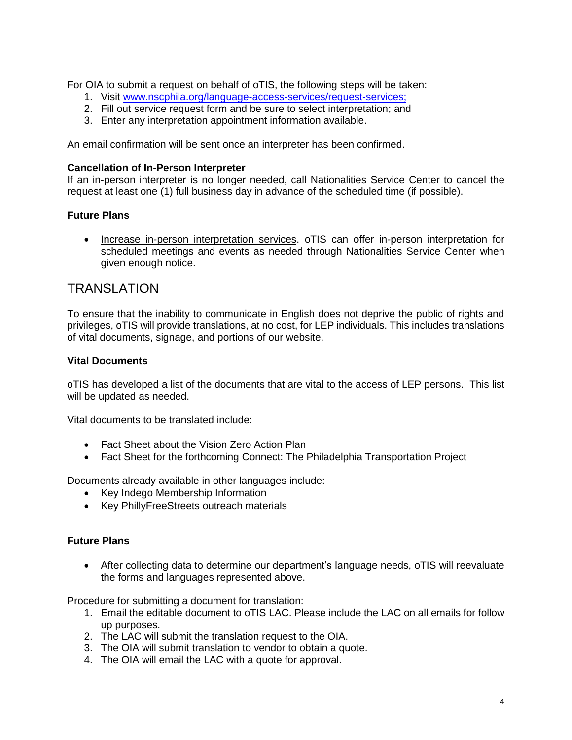For OIA to submit a request on behalf of oTIS, the following steps will be taken:

1. Visit [www.nscphila.org/language-access-services/request-services;](http://www.nscphila.org/language-access-services/request-services)
2. Fill out service request form and be sure to select interpretation; and
3. Enter any interpretation appointment information available.

An email confirmation will be sent once an interpreter has been confirmed.

**Cancellation of In-Person Interpreter**

If an in-person interpreter is no longer needed, call Nationalities Service Center to cancel the request at least one (1) full business day in advance of the scheduled time (if possible).

**Future Plans**

- Increase in-person interpretation services. oTIS can offer in-person interpretation for scheduled meetings and events as needed through Nationalities Service Center when given enough notice.

## TRANSLATION

To ensure that the inability to communicate in English does not deprive the public of rights and privileges, oTIS will provide translations, at no cost, for LEP individuals. This includes translations of vital documents, signage, and portions of our website.

**Vital Documents**

oTIS has developed a list of the documents that are vital to the access of LEP persons. This list will be updated as needed.

Vital documents to be translated include:

- Fact Sheet about the Vision Zero Action Plan
- Fact Sheet for the forthcoming Connect: The Philadelphia Transportation Project

Documents already available in other languages include:

- Key Indego Membership Information
- Key PhillyFreeStreets outreach materials

**Future Plans**

- After collecting data to determine our department's language needs, oTIS will reevaluate the forms and languages represented above.

Procedure for submitting a document for translation:

1. Email the editable document to oTIS LAC. Please include the LAC on all emails for follow up purposes.
2. The LAC will submit the translation request to the OIA.
3. The OIA will submit translation to vendor to obtain a quote.
4. The OIA will email the LAC with a quote for approval.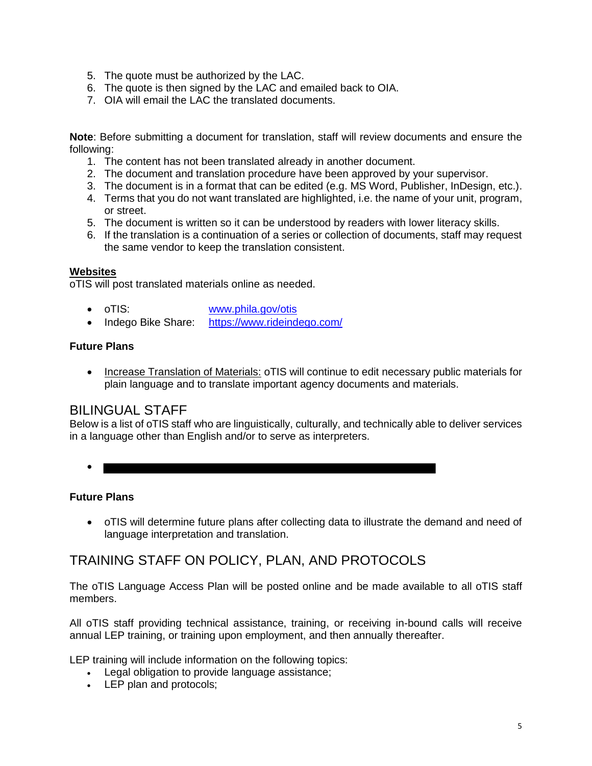5. The quote must be authorized by the LAC.
6. The quote is then signed by the LAC and emailed back to OIA.
7. OIA will email the LAC the translated documents.

**Note**: Before submitting a document for translation, staff will review documents and ensure the following:

1. The content has not been translated already in another document.
2. The document and translation procedure have been approved by your supervisor.
3. The document is in a format that can be edited (e.g. MS Word, Publisher, InDesign, etc.).
4. Terms that you do not want translated are highlighted, i.e. the name of your unit, program, or street.
5. The document is written so it can be understood by readers with lower literacy skills.
6. If the translation is a continuation of a series or collection of documents, staff may request the same vendor to keep the translation consistent.

**Websites**

oTIS will post translated materials online as needed.

- oTIS: www.phila.gov/otis
- Indego Bike Share: https://www.rideindego.com/

**Future Plans**

- Increase Translation of Materials: oTIS will continue to edit necessary public materials for plain language and to translate important agency documents and materials.

## BILINGUAL STAFF

Below is a list of oTIS staff who are linguistically, culturally, and technically able to deliver services in a language other than English and/or to serve as interpreters.

- [REDACTED]

**Future Plans**

- oTIS will determine future plans after collecting data to illustrate the demand and need of language interpretation and translation.

## TRAINING STAFF ON POLICY, PLAN, AND PROTOCOLS

The oTIS Language Access Plan will be posted online and be made available to all oTIS staff members.

All oTIS staff providing technical assistance, training, or receiving in-bound calls will receive annual LEP training, or training upon employment, and then annually thereafter.

LEP training will include information on the following topics:

- Legal obligation to provide language assistance;
- LEP plan and protocols;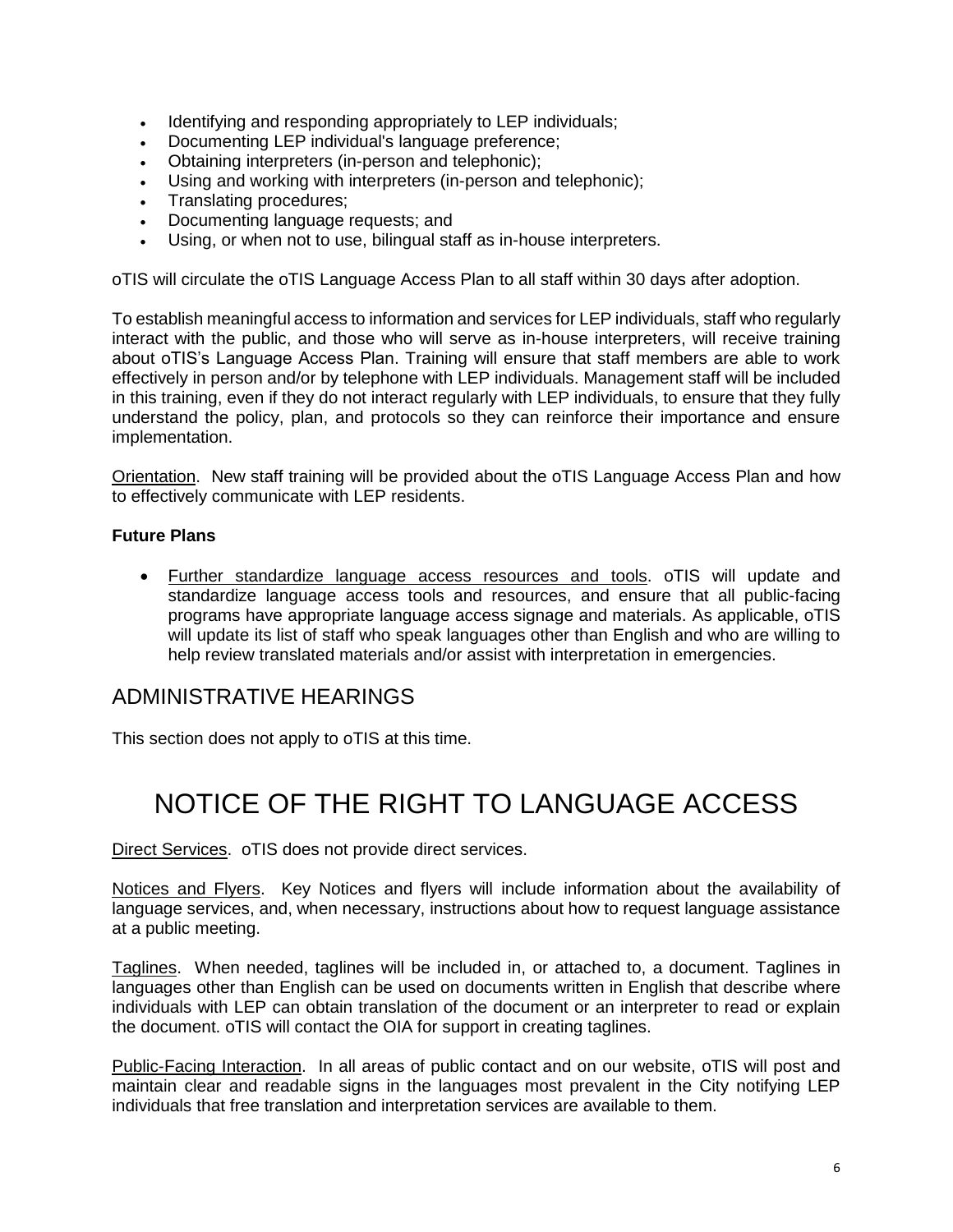- Identifying and responding appropriately to LEP individuals;
- Documenting LEP individual's language preference;
- Obtaining interpreters (in-person and telephonic);
- Using and working with interpreters (in-person and telephonic);
- Translating procedures;
- Documenting language requests; and
- Using, or when not to use, bilingual staff as in-house interpreters.

oTIS will circulate the oTIS Language Access Plan to all staff within 30 days after adoption.

To establish meaningful access to information and services for LEP individuals, staff who regularly interact with the public, and those who will serve as in-house interpreters, will receive training about oTIS's Language Access Plan. Training will ensure that staff members are able to work effectively in person and/or by telephone with LEP individuals. Management staff will be included in this training, even if they do not interact regularly with LEP individuals, to ensure that they fully understand the policy, plan, and protocols so they can reinforce their importance and ensure implementation.

Orientation. New staff training will be provided about the oTIS Language Access Plan and how to effectively communicate with LEP residents.

**Future Plans**

- Further standardize language access resources and tools. oTIS will update and standardize language access tools and resources, and ensure that all public-facing programs have appropriate language access signage and materials. As applicable, oTIS will update its list of staff who speak languages other than English and who are willing to help review translated materials and/or assist with interpretation in emergencies.

## ADMINISTRATIVE HEARINGS

This section does not apply to oTIS at this time.

# NOTICE OF THE RIGHT TO LANGUAGE ACCESS

Direct Services. oTIS does not provide direct services.

Notices and Flyers. Key Notices and flyers will include information about the availability of language services, and, when necessary, instructions about how to request language assistance at a public meeting.

Taglines. When needed, taglines will be included in, or attached to, a document. Taglines in languages other than English can be used on documents written in English that describe where individuals with LEP can obtain translation of the document or an interpreter to read or explain the document. oTIS will contact the OIA for support in creating taglines.

Public-Facing Interaction. In all areas of public contact and on our website, oTIS will post and maintain clear and readable signs in the languages most prevalent in the City notifying LEP individuals that free translation and interpretation services are available to them.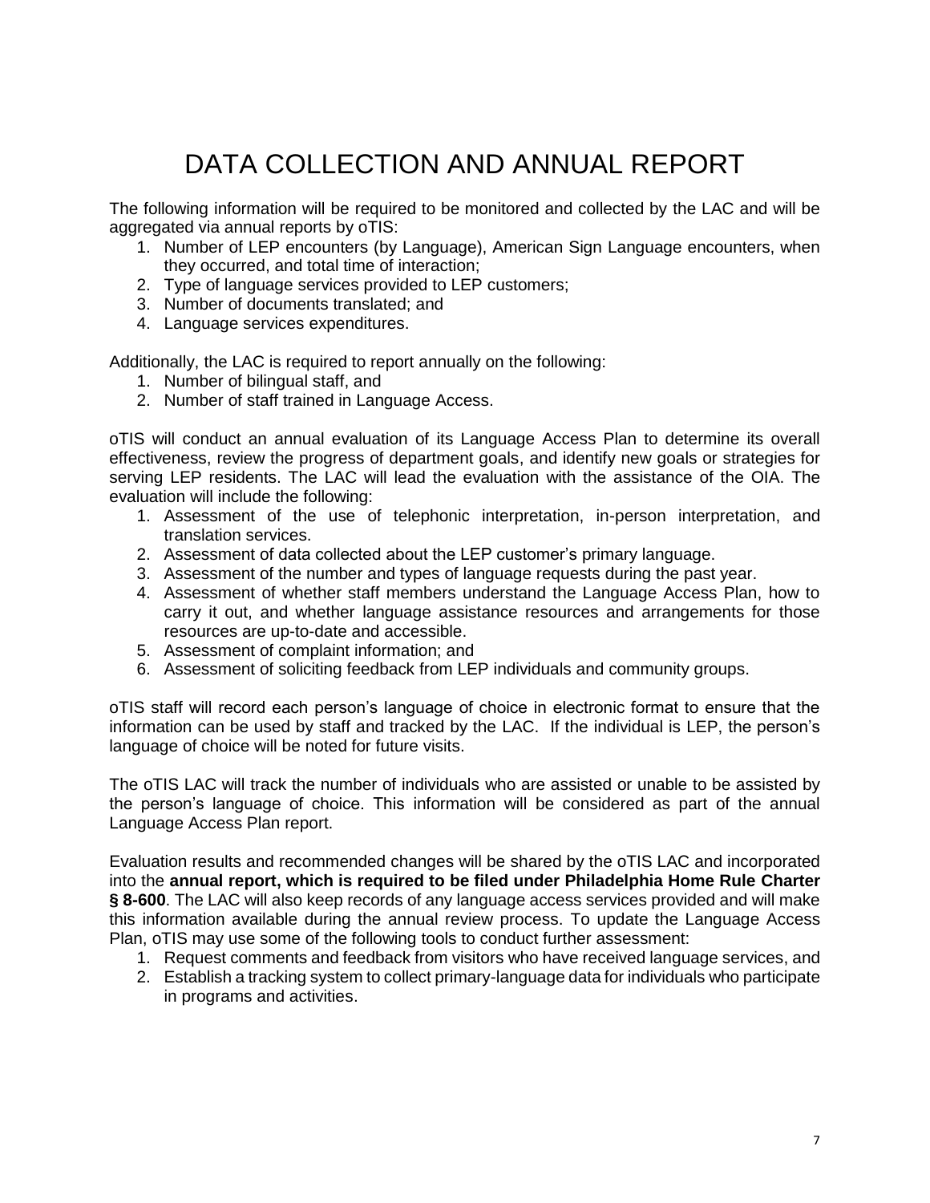# DATA COLLECTION AND ANNUAL REPORT

The following information will be required to be monitored and collected by the LAC and will be aggregated via annual reports by oTIS:

1. Number of LEP encounters (by Language), American Sign Language encounters, when they occurred, and total time of interaction;
2. Type of language services provided to LEP customers;
3. Number of documents translated; and
4. Language services expenditures.

Additionally, the LAC is required to report annually on the following:

1. Number of bilingual staff, and
2. Number of staff trained in Language Access.

oTIS will conduct an annual evaluation of its Language Access Plan to determine its overall effectiveness, review the progress of department goals, and identify new goals or strategies for serving LEP residents. The LAC will lead the evaluation with the assistance of the OIA. The evaluation will include the following:

1. Assessment of the use of telephonic interpretation, in-person interpretation, and translation services.
2. Assessment of data collected about the LEP customer's primary language.
3. Assessment of the number and types of language requests during the past year.
4. Assessment of whether staff members understand the Language Access Plan, how to carry it out, and whether language assistance resources and arrangements for those resources are up-to-date and accessible.
5. Assessment of complaint information; and
6. Assessment of soliciting feedback from LEP individuals and community groups.

oTIS staff will record each person's language of choice in electronic format to ensure that the information can be used by staff and tracked by the LAC. If the individual is LEP, the person's language of choice will be noted for future visits.

The oTIS LAC will track the number of individuals who are assisted or unable to be assisted by the person's language of choice. This information will be considered as part of the annual Language Access Plan report.

Evaluation results and recommended changes will be shared by the oTIS LAC and incorporated into the **annual report, which is required to be filed under Philadelphia Home Rule Charter § 8-600**. The LAC will also keep records of any language access services provided and will make this information available during the annual review process. To update the Language Access Plan, oTIS may use some of the following tools to conduct further assessment:

1. Request comments and feedback from visitors who have received language services, and
2. Establish a tracking system to collect primary-language data for individuals who participate in programs and activities.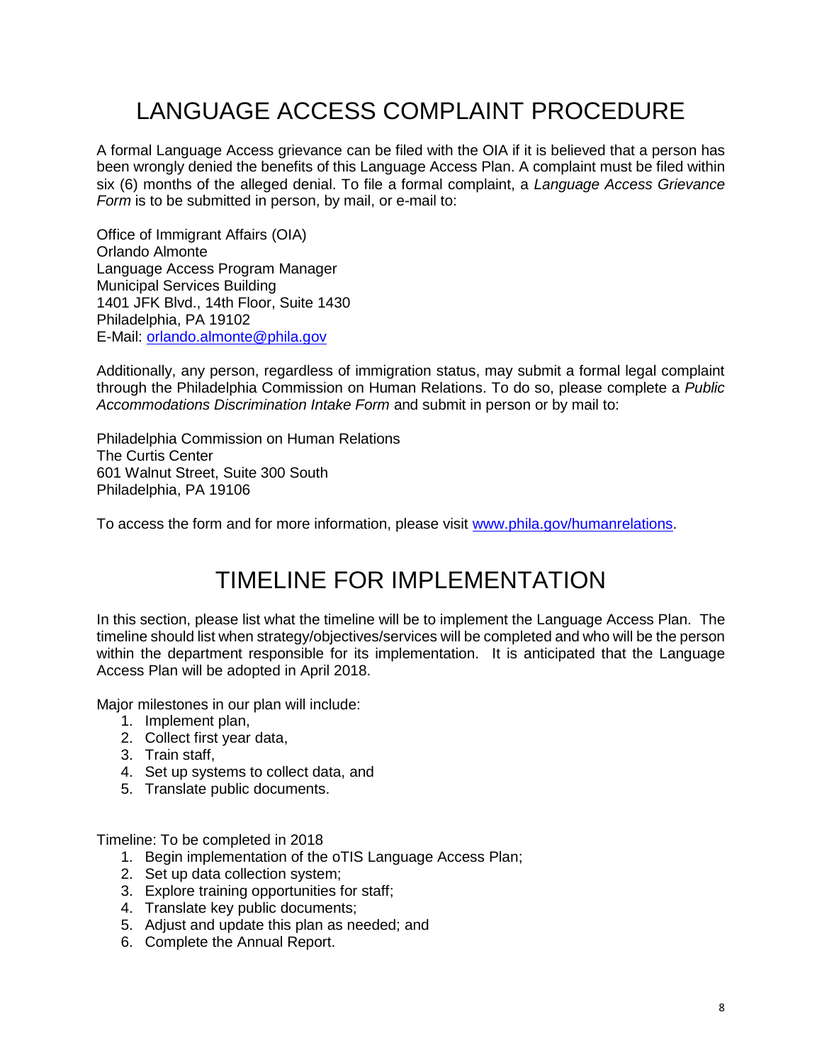# LANGUAGE ACCESS COMPLAINT PROCEDURE

A formal Language Access grievance can be filed with the OIA if it is believed that a person has been wrongly denied the benefits of this Language Access Plan. A complaint must be filed within six (6) months of the alleged denial. To file a formal complaint, a *Language Access Grievance Form* is to be submitted in person, by mail, or e-mail to:

Office of Immigrant Affairs (OIA)
Orlando Almonte
Language Access Program Manager
Municipal Services Building
1401 JFK Blvd., 14th Floor, Suite 1430
Philadelphia, PA 19102
E-Mail: orlando.almonte@phila.gov

Additionally, any person, regardless of immigration status, may submit a formal legal complaint through the Philadelphia Commission on Human Relations. To do so, please complete a *Public Accommodations Discrimination Intake Form* and submit in person or by mail to:

Philadelphia Commission on Human Relations
The Curtis Center
601 Walnut Street, Suite 300 South
Philadelphia, PA 19106

To access the form and for more information, please visit www.phila.gov/humanrelations.

# TIMELINE FOR IMPLEMENTATION

In this section, please list what the timeline will be to implement the Language Access Plan. The timeline should list when strategy/objectives/services will be completed and who will be the person within the department responsible for its implementation. It is anticipated that the Language Access Plan will be adopted in April 2018.

Major milestones in our plan will include:

1. Implement plan,
2. Collect first year data,
3. Train staff,
4. Set up systems to collect data, and
5. Translate public documents.

Timeline: To be completed in 2018

1. Begin implementation of the oTIS Language Access Plan;
2. Set up data collection system;
3. Explore training opportunities for staff;
4. Translate key public documents;
5. Adjust and update this plan as needed; and
6. Complete the Annual Report.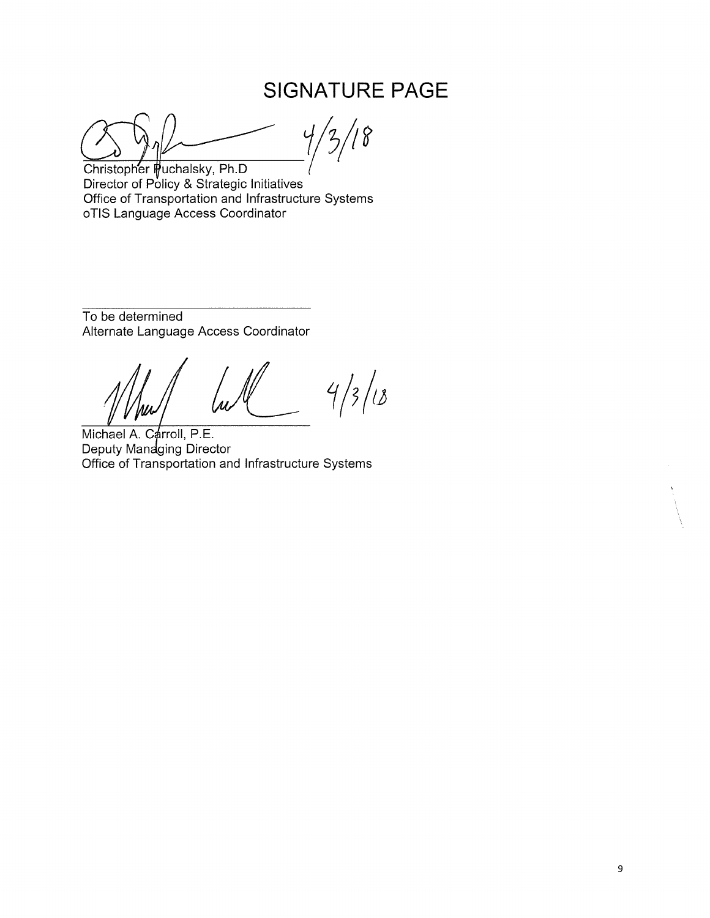# SIGNATURE PAGE

4/3/18

Christopher Puchalsky, Ph.D
Director of Policy & Strategic Initiatives
Office of Transportation and Infrastructure Systems
oTIS Language Access Coordinator

To be determined
Alternate Language Access Coordinator

4/3/18

Michael A. Carroll, P.E.
Deputy Managing Director
Office of Transportation and Infrastructure Systems